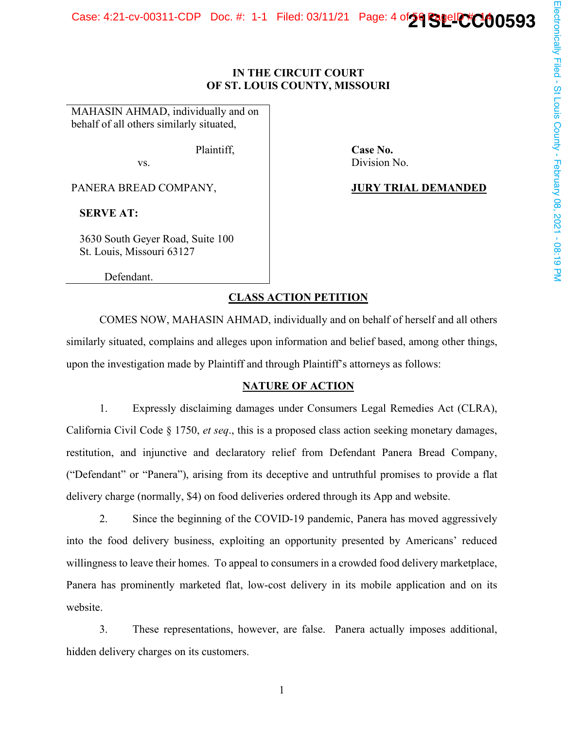# IN THE CIRCUIT COURT
# OF ST. LOUIS COUNTY, MISSOURI

| | |
|---|---|
| MAHASIN AHMAD, individually and on behalf of all others similarly situated, | |
| Plaintiff, | **Case No.** |
| vs. | Division No. |
| PANERA BREAD COMPANY, | **JURY TRIAL DEMANDED** |
| **SERVE AT:** | |
| 3630 South Geyer Road, Suite 100<br>St. Louis, Missouri 63127 | |
| Defendant. | |

## CLASS ACTION PETITION

COMES NOW, MAHASIN AHMAD, individually and on behalf of herself and all others similarly situated, complains and alleges upon information and belief based, among other things, upon the investigation made by Plaintiff and through Plaintiff's attorneys as follows:

## NATURE OF ACTION

1. Expressly disclaiming damages under Consumers Legal Remedies Act (CLRA), California Civil Code § 1750, *et seq*., this is a proposed class action seeking monetary damages, restitution, and injunctive and declaratory relief from Defendant Panera Bread Company, ("Defendant" or "Panera"), arising from its deceptive and untruthful promises to provide a flat delivery charge (normally, $4) on food deliveries ordered through its App and website.

2. Since the beginning of the COVID-19 pandemic, Panera has moved aggressively into the food delivery business, exploiting an opportunity presented by Americans' reduced willingness to leave their homes. To appeal to consumers in a crowded food delivery marketplace, Panera has prominently marketed flat, low-cost delivery in its mobile application and on its website.

3. These representations, however, are false. Panera actually imposes additional, hidden delivery charges on its customers.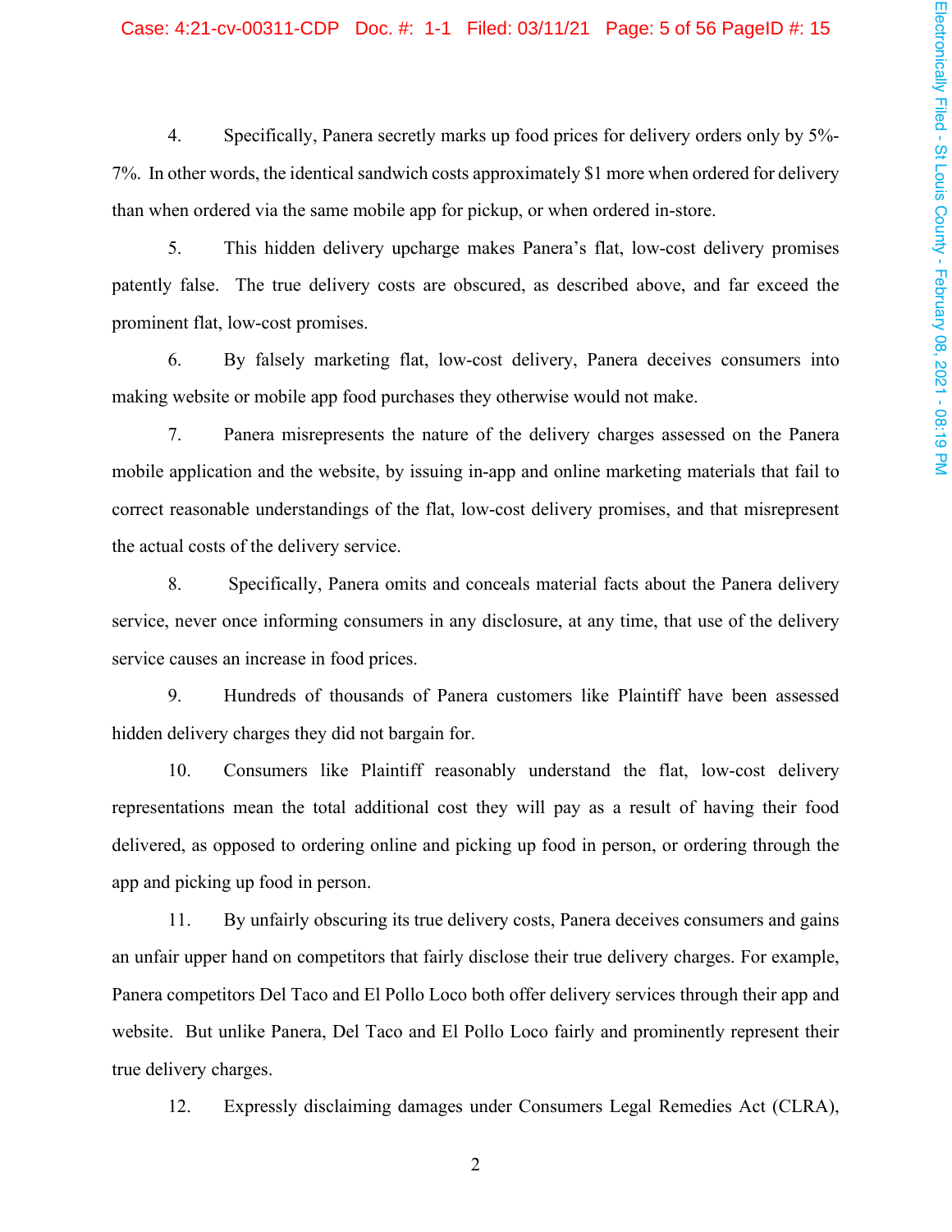4. Specifically, Panera secretly marks up food prices for delivery orders only by 5%-7%. In other words, the identical sandwich costs approximately $1 more when ordered for delivery than when ordered via the same mobile app for pickup, or when ordered in-store.

5. This hidden delivery upcharge makes Panera's flat, low-cost delivery promises patently false. The true delivery costs are obscured, as described above, and far exceed the prominent flat, low-cost promises.

6. By falsely marketing flat, low-cost delivery, Panera deceives consumers into making website or mobile app food purchases they otherwise would not make.

7. Panera misrepresents the nature of the delivery charges assessed on the Panera mobile application and the website, by issuing in-app and online marketing materials that fail to correct reasonable understandings of the flat, low-cost delivery promises, and that misrepresent the actual costs of the delivery service.

8. Specifically, Panera omits and conceals material facts about the Panera delivery service, never once informing consumers in any disclosure, at any time, that use of the delivery service causes an increase in food prices.

9. Hundreds of thousands of Panera customers like Plaintiff have been assessed hidden delivery charges they did not bargain for.

10. Consumers like Plaintiff reasonably understand the flat, low-cost delivery representations mean the total additional cost they will pay as a result of having their food delivered, as opposed to ordering online and picking up food in person, or ordering through the app and picking up food in person.

11. By unfairly obscuring its true delivery costs, Panera deceives consumers and gains an unfair upper hand on competitors that fairly disclose their true delivery charges. For example, Panera competitors Del Taco and El Pollo Loco both offer delivery services through their app and website. But unlike Panera, Del Taco and El Pollo Loco fairly and prominently represent their true delivery charges.

12. Expressly disclaiming damages under Consumers Legal Remedies Act (CLRA),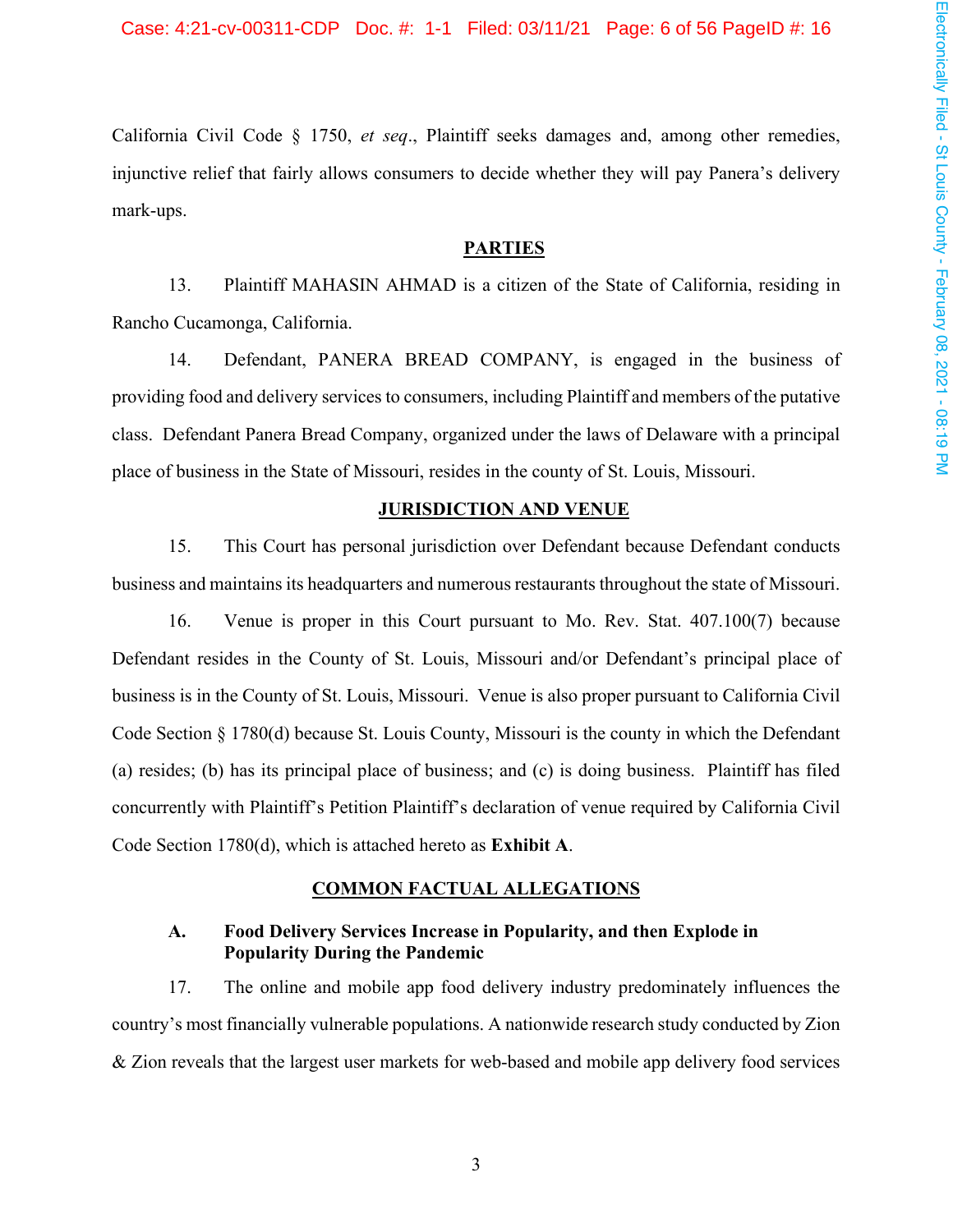California Civil Code § 1750, *et seq*., Plaintiff seeks damages and, among other remedies, injunctive relief that fairly allows consumers to decide whether they will pay Panera's delivery mark-ups.

## PARTIES

13. Plaintiff MAHASIN AHMAD is a citizen of the State of California, residing in Rancho Cucamonga, California.

14. Defendant, PANERA BREAD COMPANY, is engaged in the business of providing food and delivery services to consumers, including Plaintiff and members of the putative class. Defendant Panera Bread Company, organized under the laws of Delaware with a principal place of business in the State of Missouri, resides in the county of St. Louis, Missouri.

## JURISDICTION AND VENUE

15. This Court has personal jurisdiction over Defendant because Defendant conducts business and maintains its headquarters and numerous restaurants throughout the state of Missouri.

16. Venue is proper in this Court pursuant to Mo. Rev. Stat. 407.100(7) because Defendant resides in the County of St. Louis, Missouri and/or Defendant's principal place of business is in the County of St. Louis, Missouri. Venue is also proper pursuant to California Civil Code Section § 1780(d) because St. Louis County, Missouri is the county in which the Defendant (a) resides; (b) has its principal place of business; and (c) is doing business. Plaintiff has filed concurrently with Plaintiff's Petition Plaintiff's declaration of venue required by California Civil Code Section 1780(d), which is attached hereto as **Exhibit A**.

## COMMON FACTUAL ALLEGATIONS

### A. Food Delivery Services Increase in Popularity, and then Explode in Popularity During the Pandemic

17. The online and mobile app food delivery industry predominately influences the country's most financially vulnerable populations. A nationwide research study conducted by Zion & Zion reveals that the largest user markets for web-based and mobile app delivery food services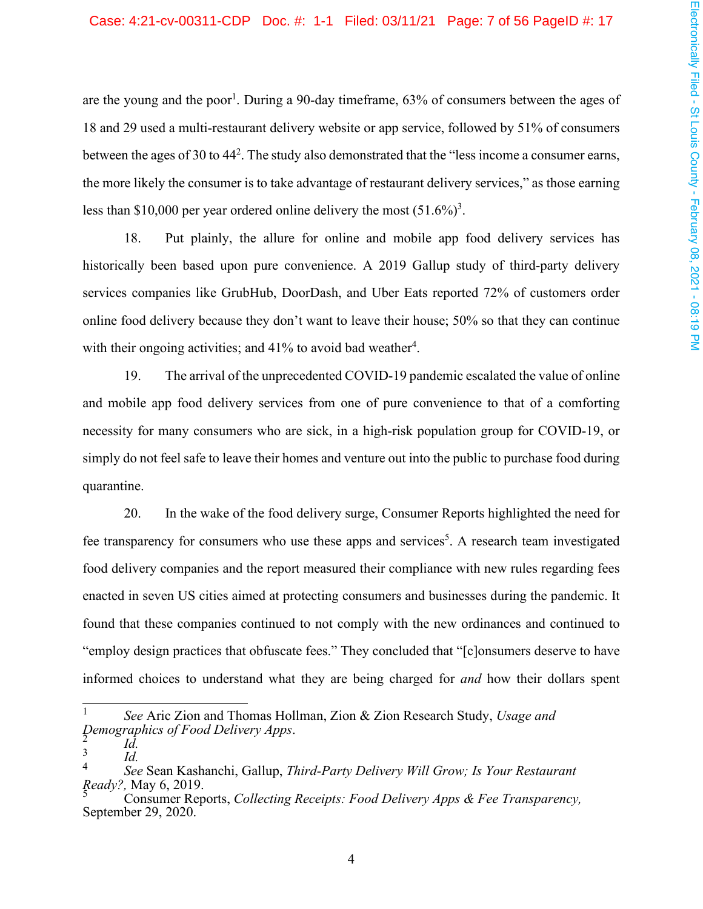are the young and the poor[1]. During a 90-day timeframe, 63% of consumers between the ages of 18 and 29 used a multi-restaurant delivery website or app service, followed by 51% of consumers between the ages of 30 to 44[2]. The study also demonstrated that the "less income a consumer earns, the more likely the consumer is to take advantage of restaurant delivery services," as those earning less than $10,000 per year ordered online delivery the most (51.6%)[3].

18. Put plainly, the allure for online and mobile app food delivery services has historically been based upon pure convenience. A 2019 Gallup study of third-party delivery services companies like GrubHub, DoorDash, and Uber Eats reported 72% of customers order online food delivery because they don't want to leave their house; 50% so that they can continue with their ongoing activities; and 41% to avoid bad weather[4].

19. The arrival of the unprecedented COVID-19 pandemic escalated the value of online and mobile app food delivery services from one of pure convenience to that of a comforting necessity for many consumers who are sick, in a high-risk population group for COVID-19, or simply do not feel safe to leave their homes and venture out into the public to purchase food during quarantine.

20. In the wake of the food delivery surge, Consumer Reports highlighted the need for fee transparency for consumers who use these apps and services[5]. A research team investigated food delivery companies and the report measured their compliance with new rules regarding fees enacted in seven US cities aimed at protecting consumers and businesses during the pandemic. It found that these companies continued to not comply with the new ordinances and continued to "employ design practices that obfuscate fees." They concluded that "[c]onsumers deserve to have informed choices to understand what they are being charged for *and* how their dollars spent

---

[1] *See* Aric Zion and Thomas Hollman, Zion & Zion Research Study, *Usage and Demographics of Food Delivery Apps*.

[2] *Id.*

[3] *Id.*

[4] *See* Sean Kashanchi, Gallup, *Third-Party Delivery Will Grow; Is Your Restaurant Ready?,* May 6, 2019.

[5] Consumer Reports, *Collecting Receipts: Food Delivery Apps & Fee Transparency,* September 29, 2020.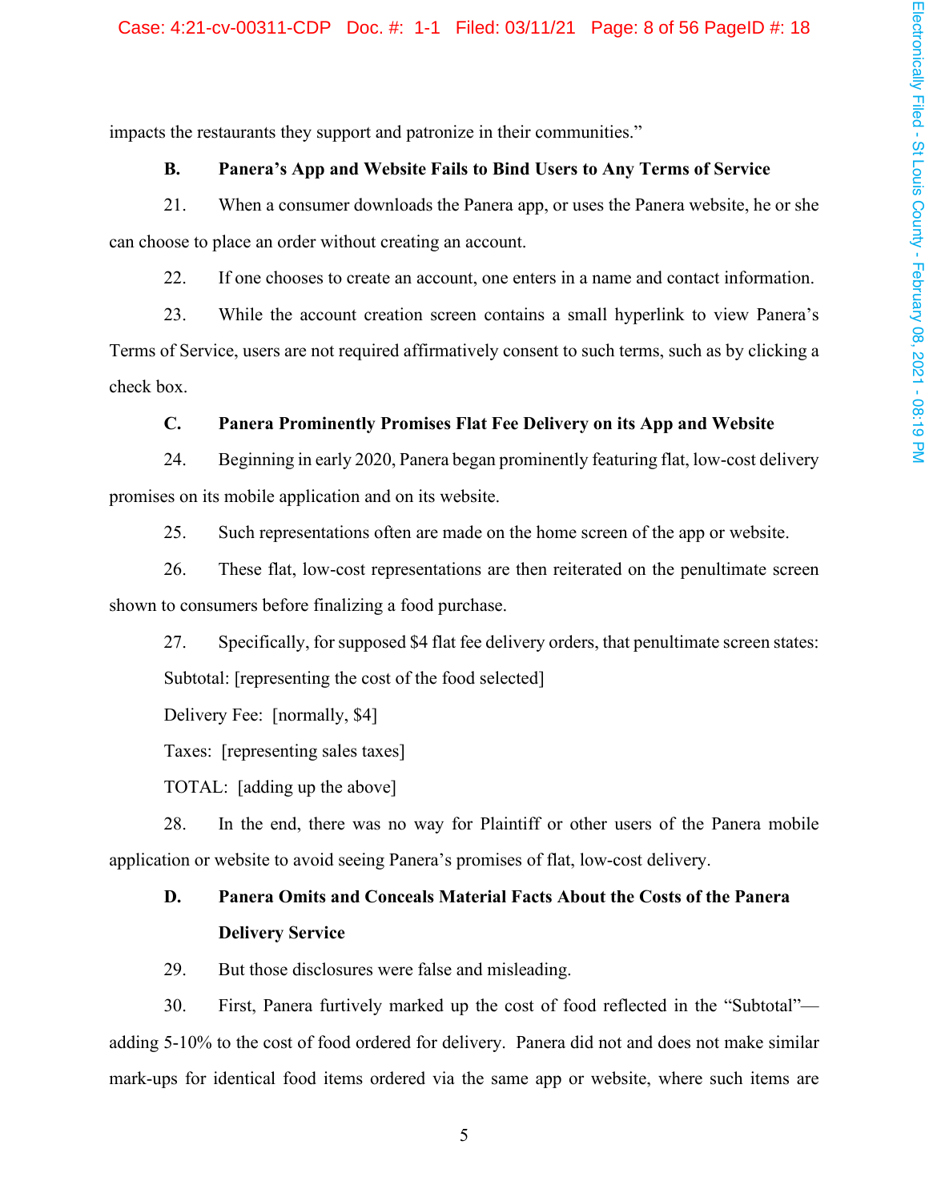impacts the restaurants they support and patronize in their communities."

**B. Panera's App and Website Fails to Bind Users to Any Terms of Service**

21. When a consumer downloads the Panera app, or uses the Panera website, he or she can choose to place an order without creating an account.

22. If one chooses to create an account, one enters in a name and contact information.

23. While the account creation screen contains a small hyperlink to view Panera's Terms of Service, users are not required affirmatively consent to such terms, such as by clicking a check box.

**C. Panera Prominently Promises Flat Fee Delivery on its App and Website**

24. Beginning in early 2020, Panera began prominently featuring flat, low-cost delivery promises on its mobile application and on its website.

25. Such representations often are made on the home screen of the app or website.

26. These flat, low-cost representations are then reiterated on the penultimate screen shown to consumers before finalizing a food purchase.

27. Specifically, for supposed $4 flat fee delivery orders, that penultimate screen states:

Subtotal: [representing the cost of the food selected]

Delivery Fee: [normally, $4]

Taxes: [representing sales taxes]

TOTAL: [adding up the above]

28. In the end, there was no way for Plaintiff or other users of the Panera mobile application or website to avoid seeing Panera's promises of flat, low-cost delivery.

**D. Panera Omits and Conceals Material Facts About the Costs of the Panera Delivery Service**

29. But those disclosures were false and misleading.

30. First, Panera furtively marked up the cost of food reflected in the "Subtotal"—adding 5-10% to the cost of food ordered for delivery. Panera did not and does not make similar mark-ups for identical food items ordered via the same app or website, where such items are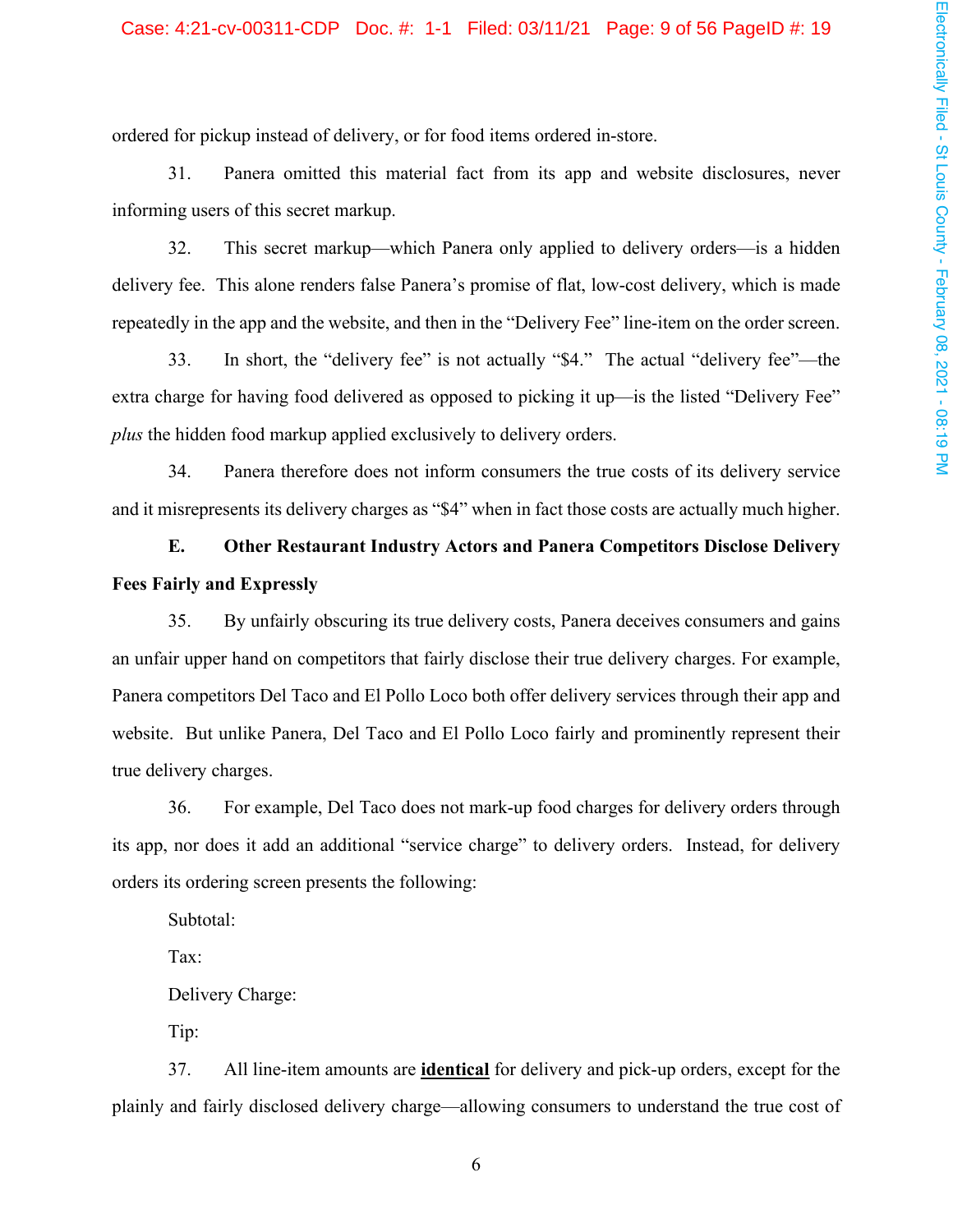ordered for pickup instead of delivery, or for food items ordered in-store.

31. Panera omitted this material fact from its app and website disclosures, never informing users of this secret markup.

32. This secret markup—which Panera only applied to delivery orders—is a hidden delivery fee. This alone renders false Panera's promise of flat, low-cost delivery, which is made repeatedly in the app and the website, and then in the "Delivery Fee" line-item on the order screen.

33. In short, the "delivery fee" is not actually "$4." The actual "delivery fee"—the extra charge for having food delivered as opposed to picking it up—is the listed "Delivery Fee" *plus* the hidden food markup applied exclusively to delivery orders.

34. Panera therefore does not inform consumers the true costs of its delivery service and it misrepresents its delivery charges as "$4" when in fact those costs are actually much higher.

**E. Other Restaurant Industry Actors and Panera Competitors Disclose Delivery Fees Fairly and Expressly**

35. By unfairly obscuring its true delivery costs, Panera deceives consumers and gains an unfair upper hand on competitors that fairly disclose their true delivery charges. For example, Panera competitors Del Taco and El Pollo Loco both offer delivery services through their app and website. But unlike Panera, Del Taco and El Pollo Loco fairly and prominently represent their true delivery charges.

36. For example, Del Taco does not mark-up food charges for delivery orders through its app, nor does it add an additional "service charge" to delivery orders. Instead, for delivery orders its ordering screen presents the following:

Subtotal:

Tax:

Delivery Charge:

Tip:

37. All line-item amounts are **<u>identical</u>** for delivery and pick-up orders, except for the plainly and fairly disclosed delivery charge—allowing consumers to understand the true cost of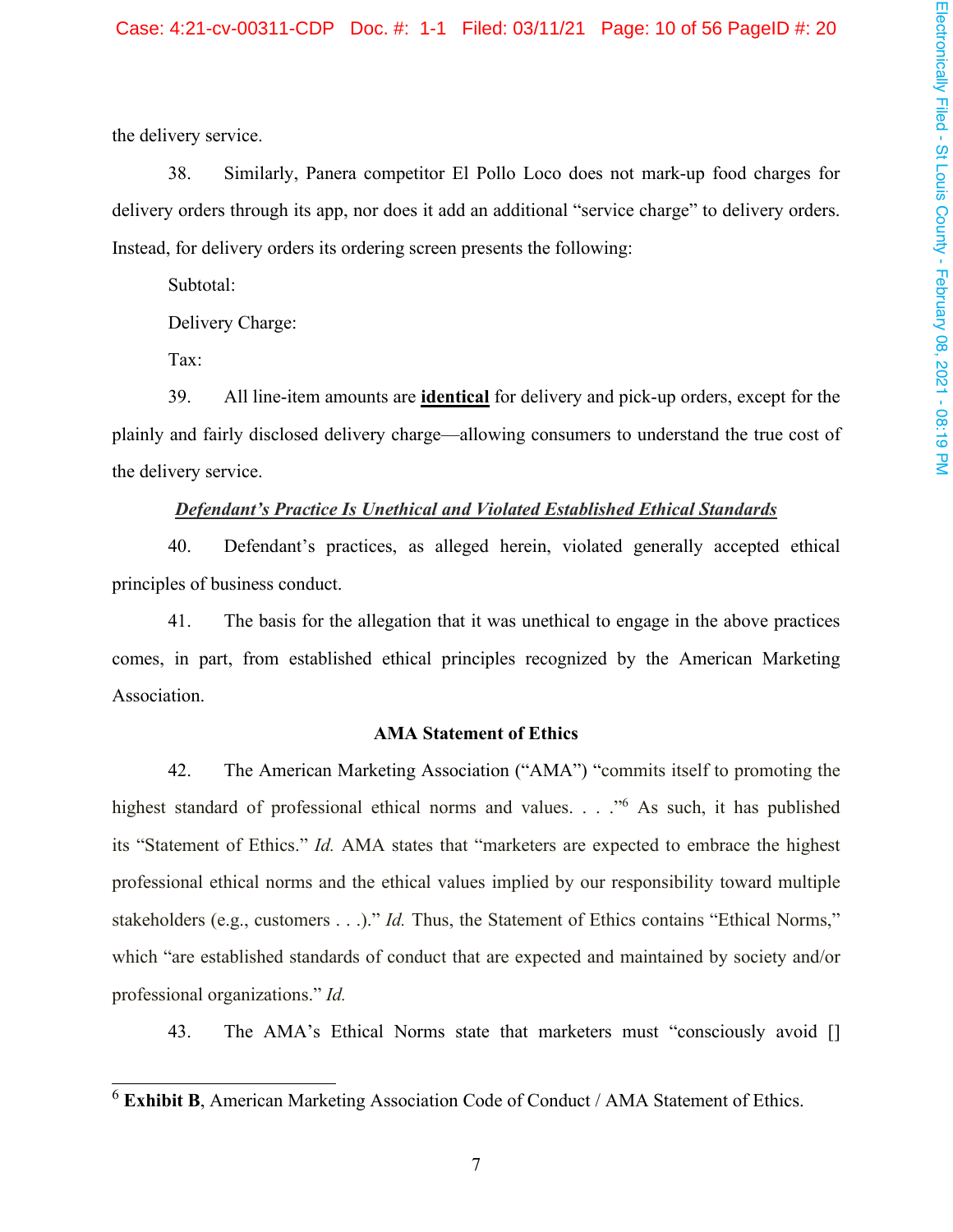the delivery service.

38. Similarly, Panera competitor El Pollo Loco does not mark-up food charges for delivery orders through its app, nor does it add an additional "service charge" to delivery orders. Instead, for delivery orders its ordering screen presents the following:

Subtotal:

Delivery Charge:

Tax:

39. All line-item amounts are **identical** for delivery and pick-up orders, except for the plainly and fairly disclosed delivery charge—allowing consumers to understand the true cost of the delivery service.

***Defendant's Practice Is Unethical and Violated Established Ethical Standards***

40. Defendant's practices, as alleged herein, violated generally accepted ethical principles of business conduct.

41. The basis for the allegation that it was unethical to engage in the above practices comes, in part, from established ethical principles recognized by the American Marketing Association.

**AMA Statement of Ethics**

42. The American Marketing Association ("AMA") "commits itself to promoting the highest standard of professional ethical norms and values. . . ."[6] As such, it has published its "Statement of Ethics." *Id.* AMA states that "marketers are expected to embrace the highest professional ethical norms and the ethical values implied by our responsibility toward multiple stakeholders (e.g., customers . . .)." *Id.* Thus, the Statement of Ethics contains "Ethical Norms," which "are established standards of conduct that are expected and maintained by society and/or professional organizations." *Id.*

43. The AMA's Ethical Norms state that marketers must "consciously avoid []

---

[6] **Exhibit B**, American Marketing Association Code of Conduct / AMA Statement of Ethics.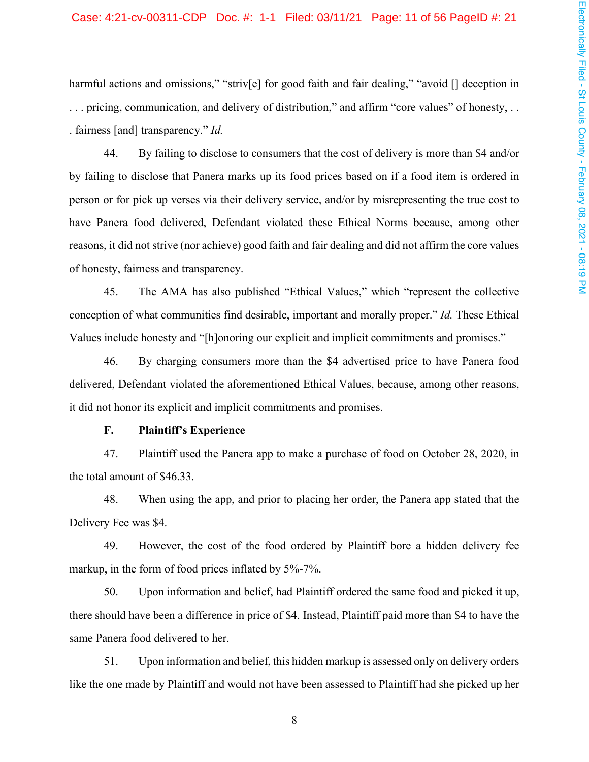harmful actions and omissions," "striv[e] for good faith and fair dealing," "avoid [] deception in . . . pricing, communication, and delivery of distribution," and affirm "core values" of honesty, . . . fairness [and] transparency." *Id.*

44. By failing to disclose to consumers that the cost of delivery is more than $4 and/or by failing to disclose that Panera marks up its food prices based on if a food item is ordered in person or for pick up verses via their delivery service, and/or by misrepresenting the true cost to have Panera food delivered, Defendant violated these Ethical Norms because, among other reasons, it did not strive (nor achieve) good faith and fair dealing and did not affirm the core values of honesty, fairness and transparency.

45. The AMA has also published "Ethical Values," which "represent the collective conception of what communities find desirable, important and morally proper." *Id.* These Ethical Values include honesty and "[h]onoring our explicit and implicit commitments and promises."

46. By charging consumers more than the $4 advertised price to have Panera food delivered, Defendant violated the aforementioned Ethical Values, because, among other reasons, it did not honor its explicit and implicit commitments and promises.

**F. Plaintiff's Experience**

47. Plaintiff used the Panera app to make a purchase of food on October 28, 2020, in the total amount of $46.33.

48. When using the app, and prior to placing her order, the Panera app stated that the Delivery Fee was $4.

49. However, the cost of the food ordered by Plaintiff bore a hidden delivery fee markup, in the form of food prices inflated by 5%-7%.

50. Upon information and belief, had Plaintiff ordered the same food and picked it up, there should have been a difference in price of $4. Instead, Plaintiff paid more than $4 to have the same Panera food delivered to her.

51. Upon information and belief, this hidden markup is assessed only on delivery orders like the one made by Plaintiff and would not have been assessed to Plaintiff had she picked up her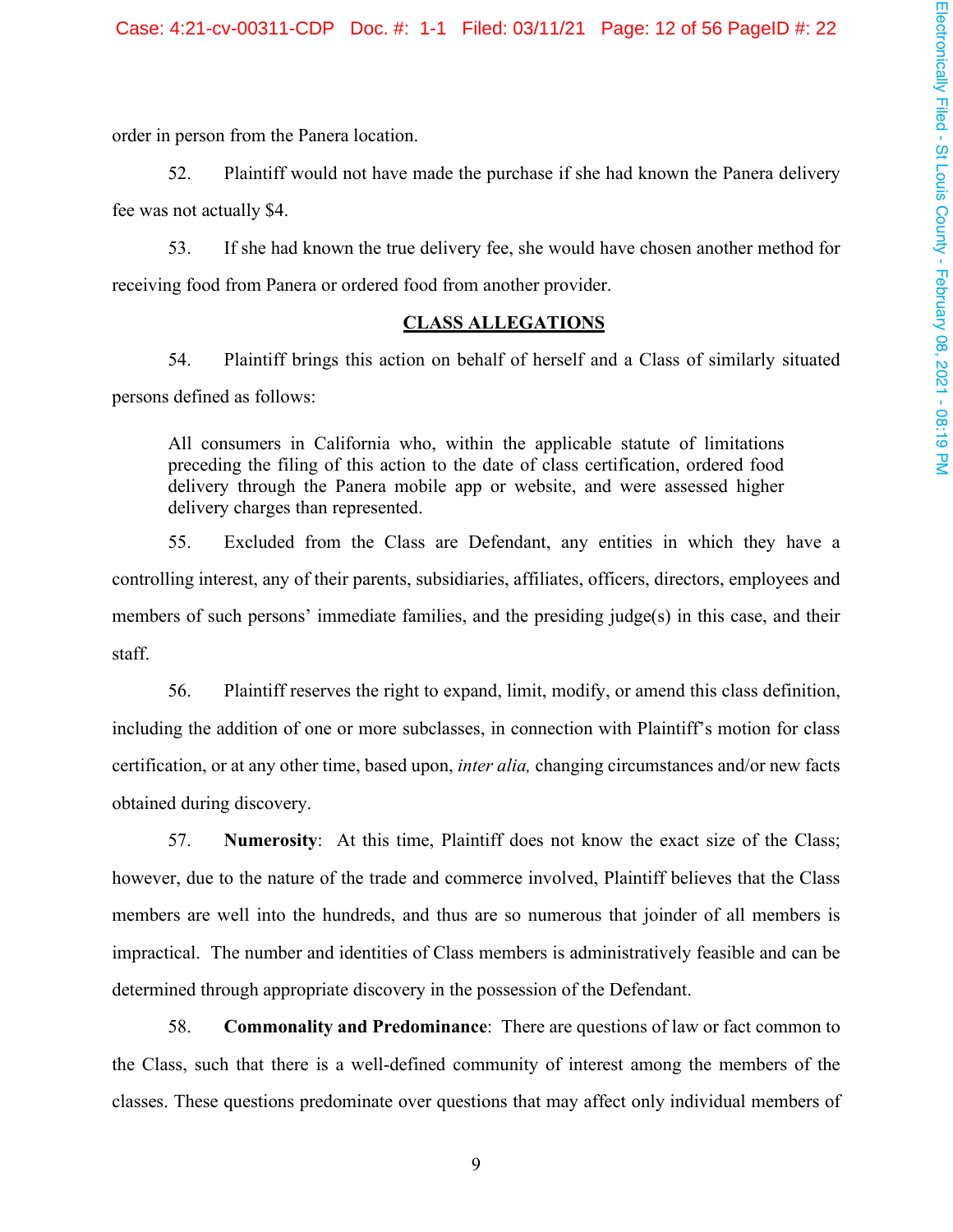order in person from the Panera location.

52. Plaintiff would not have made the purchase if she had known the Panera delivery fee was not actually $4.

53. If she had known the true delivery fee, she would have chosen another method for receiving food from Panera or ordered food from another provider.

**CLASS ALLEGATIONS**

54. Plaintiff brings this action on behalf of herself and a Class of similarly situated persons defined as follows:

> All consumers in California who, within the applicable statute of limitations preceding the filing of this action to the date of class certification, ordered food delivery through the Panera mobile app or website, and were assessed higher delivery charges than represented.

55. Excluded from the Class are Defendant, any entities in which they have a controlling interest, any of their parents, subsidiaries, affiliates, officers, directors, employees and members of such persons' immediate families, and the presiding judge(s) in this case, and their staff.

56. Plaintiff reserves the right to expand, limit, modify, or amend this class definition, including the addition of one or more subclasses, in connection with Plaintiff's motion for class certification, or at any other time, based upon, *inter alia,* changing circumstances and/or new facts obtained during discovery.

57. **Numerosity**: At this time, Plaintiff does not know the exact size of the Class; however, due to the nature of the trade and commerce involved, Plaintiff believes that the Class members are well into the hundreds, and thus are so numerous that joinder of all members is impractical. The number and identities of Class members is administratively feasible and can be determined through appropriate discovery in the possession of the Defendant.

58. **Commonality and Predominance**: There are questions of law or fact common to the Class, such that there is a well-defined community of interest among the members of the classes. These questions predominate over questions that may affect only individual members of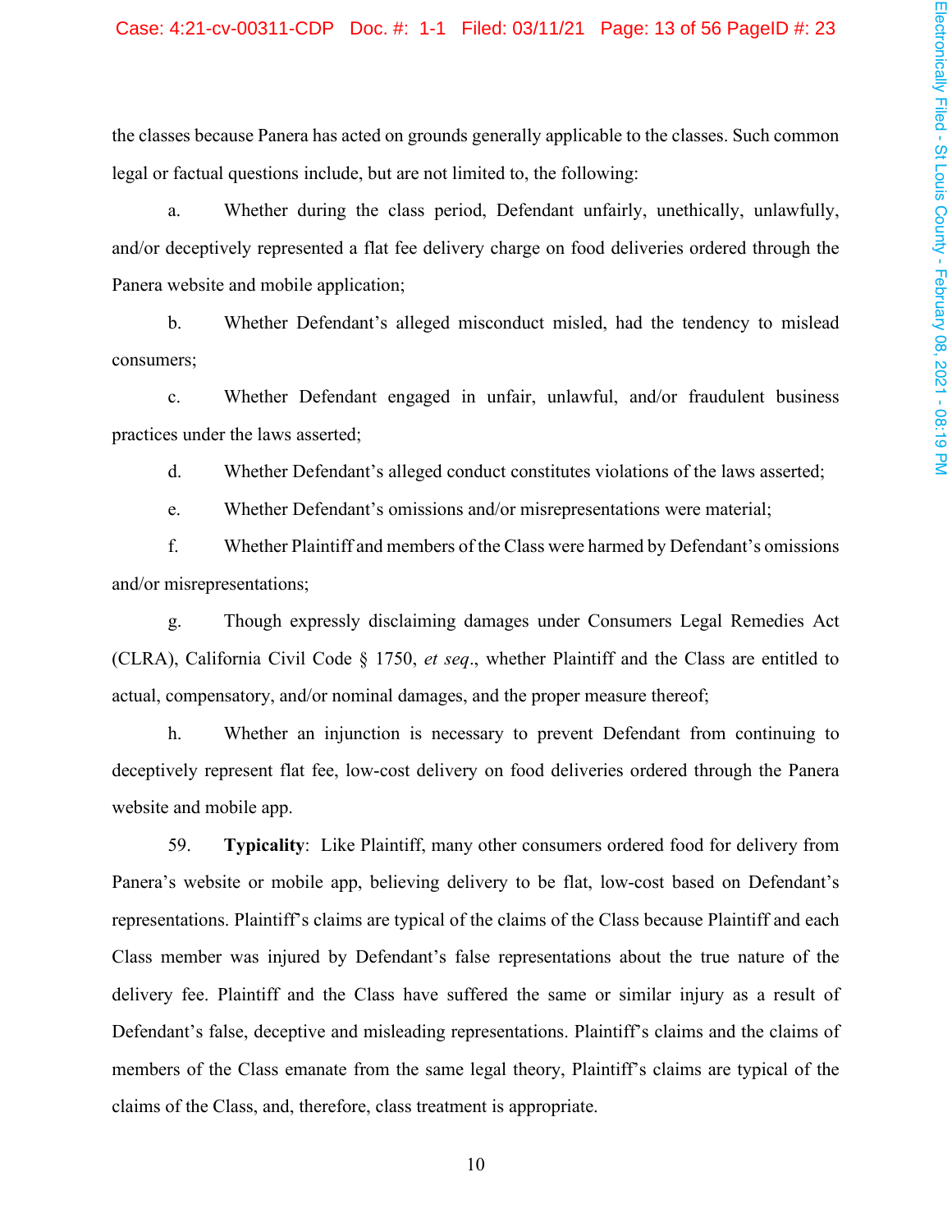the classes because Panera has acted on grounds generally applicable to the classes. Such common legal or factual questions include, but are not limited to, the following:

a. Whether during the class period, Defendant unfairly, unethically, unlawfully, and/or deceptively represented a flat fee delivery charge on food deliveries ordered through the Panera website and mobile application;

b. Whether Defendant's alleged misconduct misled, had the tendency to mislead consumers;

c. Whether Defendant engaged in unfair, unlawful, and/or fraudulent business practices under the laws asserted;

d. Whether Defendant's alleged conduct constitutes violations of the laws asserted;

e. Whether Defendant's omissions and/or misrepresentations were material;

f. Whether Plaintiff and members of the Class were harmed by Defendant's omissions and/or misrepresentations;

g. Though expressly disclaiming damages under Consumers Legal Remedies Act (CLRA), California Civil Code § 1750, *et seq*., whether Plaintiff and the Class are entitled to actual, compensatory, and/or nominal damages, and the proper measure thereof;

h. Whether an injunction is necessary to prevent Defendant from continuing to deceptively represent flat fee, low-cost delivery on food deliveries ordered through the Panera website and mobile app.

59. **Typicality**: Like Plaintiff, many other consumers ordered food for delivery from Panera's website or mobile app, believing delivery to be flat, low-cost based on Defendant's representations. Plaintiff's claims are typical of the claims of the Class because Plaintiff and each Class member was injured by Defendant's false representations about the true nature of the delivery fee. Plaintiff and the Class have suffered the same or similar injury as a result of Defendant's false, deceptive and misleading representations. Plaintiff's claims and the claims of members of the Class emanate from the same legal theory, Plaintiff's claims are typical of the claims of the Class, and, therefore, class treatment is appropriate.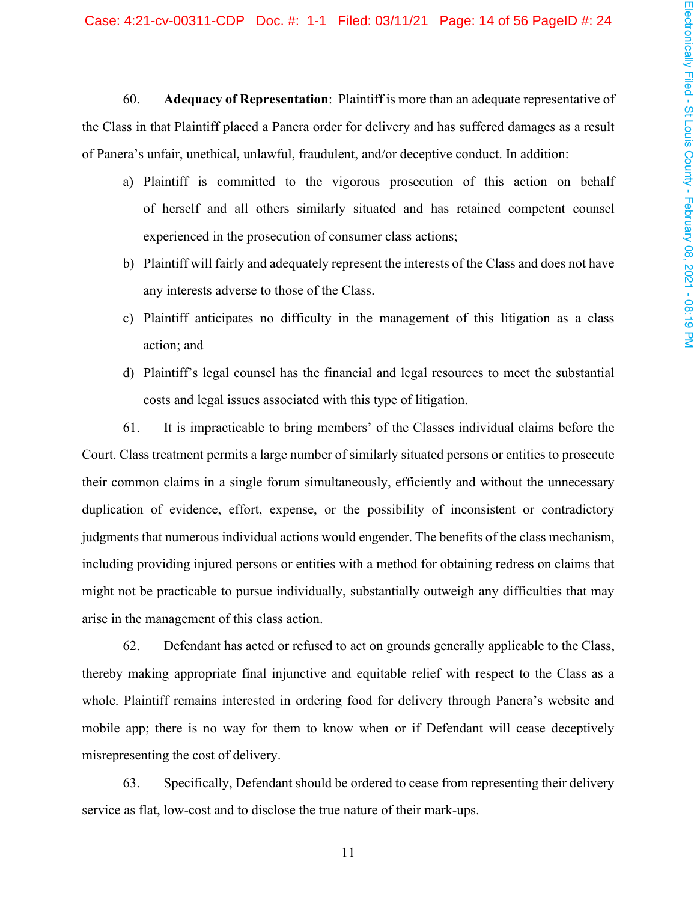60. **Adequacy of Representation**: Plaintiff is more than an adequate representative of the Class in that Plaintiff placed a Panera order for delivery and has suffered damages as a result of Panera's unfair, unethical, unlawful, fraudulent, and/or deceptive conduct. In addition:

a) Plaintiff is committed to the vigorous prosecution of this action on behalf of herself and all others similarly situated and has retained competent counsel experienced in the prosecution of consumer class actions;

b) Plaintiff will fairly and adequately represent the interests of the Class and does not have any interests adverse to those of the Class.

c) Plaintiff anticipates no difficulty in the management of this litigation as a class action; and

d) Plaintiff's legal counsel has the financial and legal resources to meet the substantial costs and legal issues associated with this type of litigation.

61. It is impracticable to bring members' of the Classes individual claims before the Court. Class treatment permits a large number of similarly situated persons or entities to prosecute their common claims in a single forum simultaneously, efficiently and without the unnecessary duplication of evidence, effort, expense, or the possibility of inconsistent or contradictory judgments that numerous individual actions would engender. The benefits of the class mechanism, including providing injured persons or entities with a method for obtaining redress on claims that might not be practicable to pursue individually, substantially outweigh any difficulties that may arise in the management of this class action.

62. Defendant has acted or refused to act on grounds generally applicable to the Class, thereby making appropriate final injunctive and equitable relief with respect to the Class as a whole. Plaintiff remains interested in ordering food for delivery through Panera's website and mobile app; there is no way for them to know when or if Defendant will cease deceptively misrepresenting the cost of delivery.

63. Specifically, Defendant should be ordered to cease from representing their delivery service as flat, low-cost and to disclose the true nature of their mark-ups.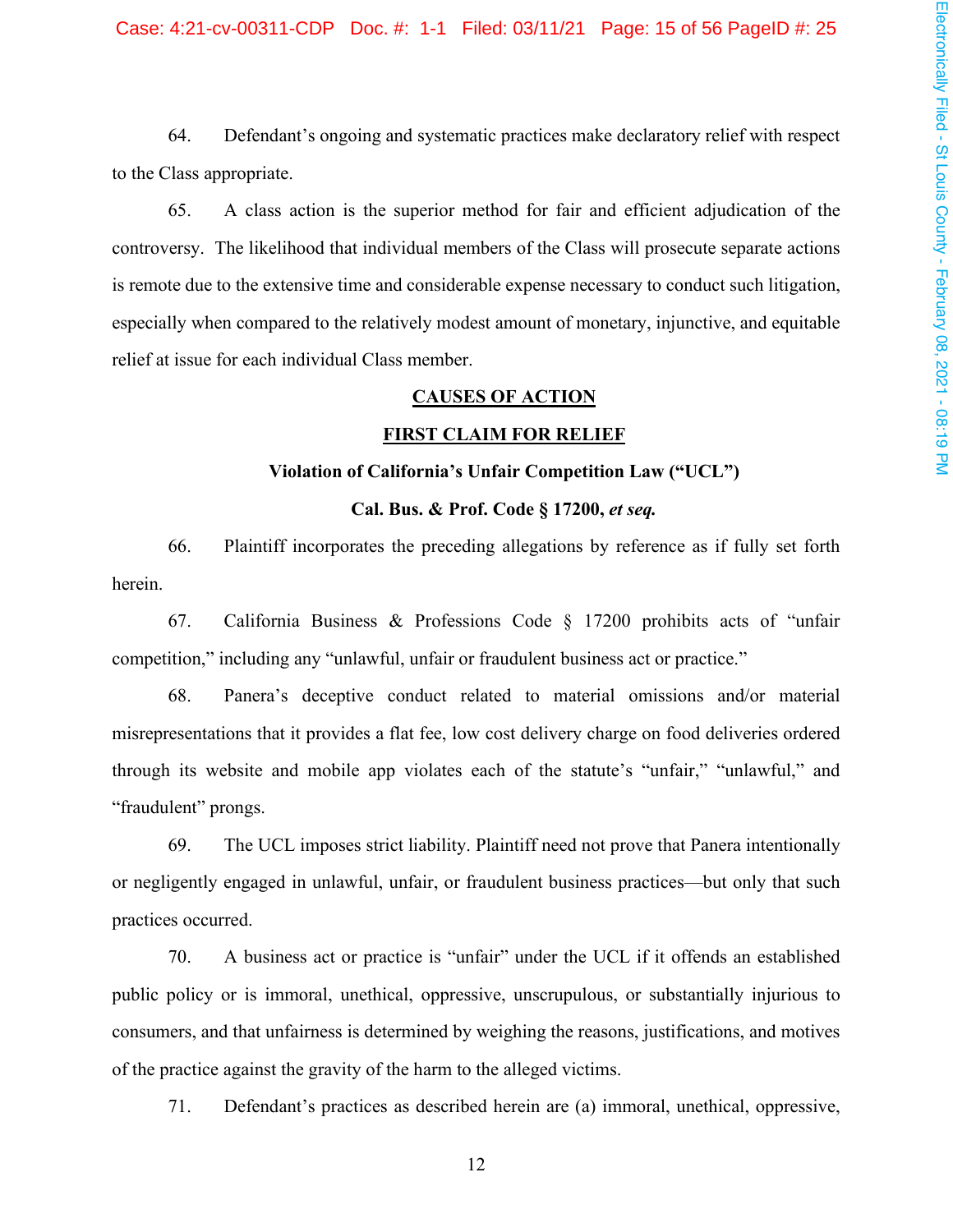64. Defendant's ongoing and systematic practices make declaratory relief with respect to the Class appropriate.

65. A class action is the superior method for fair and efficient adjudication of the controversy. The likelihood that individual members of the Class will prosecute separate actions is remote due to the extensive time and considerable expense necessary to conduct such litigation, especially when compared to the relatively modest amount of monetary, injunctive, and equitable relief at issue for each individual Class member.

## CAUSES OF ACTION

## FIRST CLAIM FOR RELIEF

### Violation of California's Unfair Competition Law ("UCL")

### Cal. Bus. & Prof. Code § 17200, *et seq.*

66. Plaintiff incorporates the preceding allegations by reference as if fully set forth herein.

67. California Business & Professions Code § 17200 prohibits acts of "unfair competition," including any "unlawful, unfair or fraudulent business act or practice."

68. Panera's deceptive conduct related to material omissions and/or material misrepresentations that it provides a flat fee, low cost delivery charge on food deliveries ordered through its website and mobile app violates each of the statute's "unfair," "unlawful," and "fraudulent" prongs.

69. The UCL imposes strict liability. Plaintiff need not prove that Panera intentionally or negligently engaged in unlawful, unfair, or fraudulent business practices—but only that such practices occurred.

70. A business act or practice is "unfair" under the UCL if it offends an established public policy or is immoral, unethical, oppressive, unscrupulous, or substantially injurious to consumers, and that unfairness is determined by weighing the reasons, justifications, and motives of the practice against the gravity of the harm to the alleged victims.

71. Defendant's practices as described herein are (a) immoral, unethical, oppressive,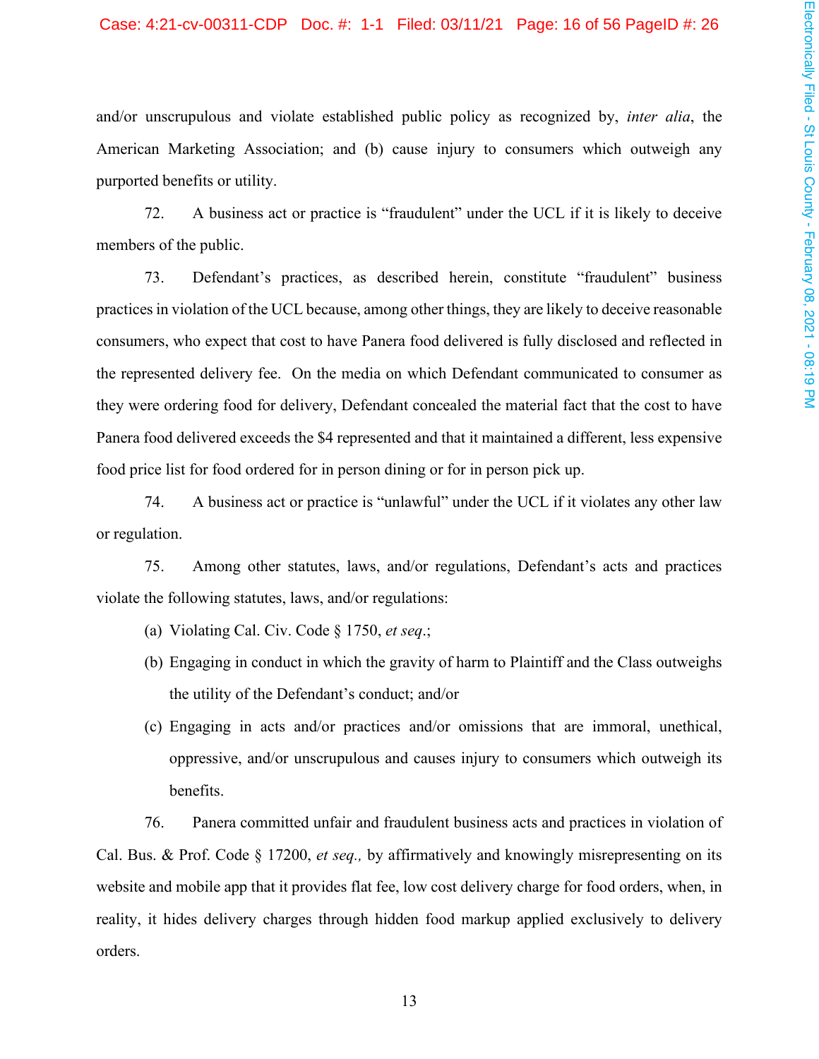and/or unscrupulous and violate established public policy as recognized by, *inter alia*, the American Marketing Association; and (b) cause injury to consumers which outweigh any purported benefits or utility.

72. A business act or practice is "fraudulent" under the UCL if it is likely to deceive members of the public.

73. Defendant's practices, as described herein, constitute "fraudulent" business practices in violation of the UCL because, among other things, they are likely to deceive reasonable consumers, who expect that cost to have Panera food delivered is fully disclosed and reflected in the represented delivery fee. On the media on which Defendant communicated to consumer as they were ordering food for delivery, Defendant concealed the material fact that the cost to have Panera food delivered exceeds the $4 represented and that it maintained a different, less expensive food price list for food ordered for in person dining or for in person pick up.

74. A business act or practice is "unlawful" under the UCL if it violates any other law or regulation.

75. Among other statutes, laws, and/or regulations, Defendant's acts and practices violate the following statutes, laws, and/or regulations:

(a) Violating Cal. Civ. Code § 1750, *et seq*.;

(b) Engaging in conduct in which the gravity of harm to Plaintiff and the Class outweighs the utility of the Defendant's conduct; and/or

(c) Engaging in acts and/or practices and/or omissions that are immoral, unethical, oppressive, and/or unscrupulous and causes injury to consumers which outweigh its benefits.

76. Panera committed unfair and fraudulent business acts and practices in violation of Cal. Bus. & Prof. Code § 17200, *et seq.,* by affirmatively and knowingly misrepresenting on its website and mobile app that it provides flat fee, low cost delivery charge for food orders, when, in reality, it hides delivery charges through hidden food markup applied exclusively to delivery orders.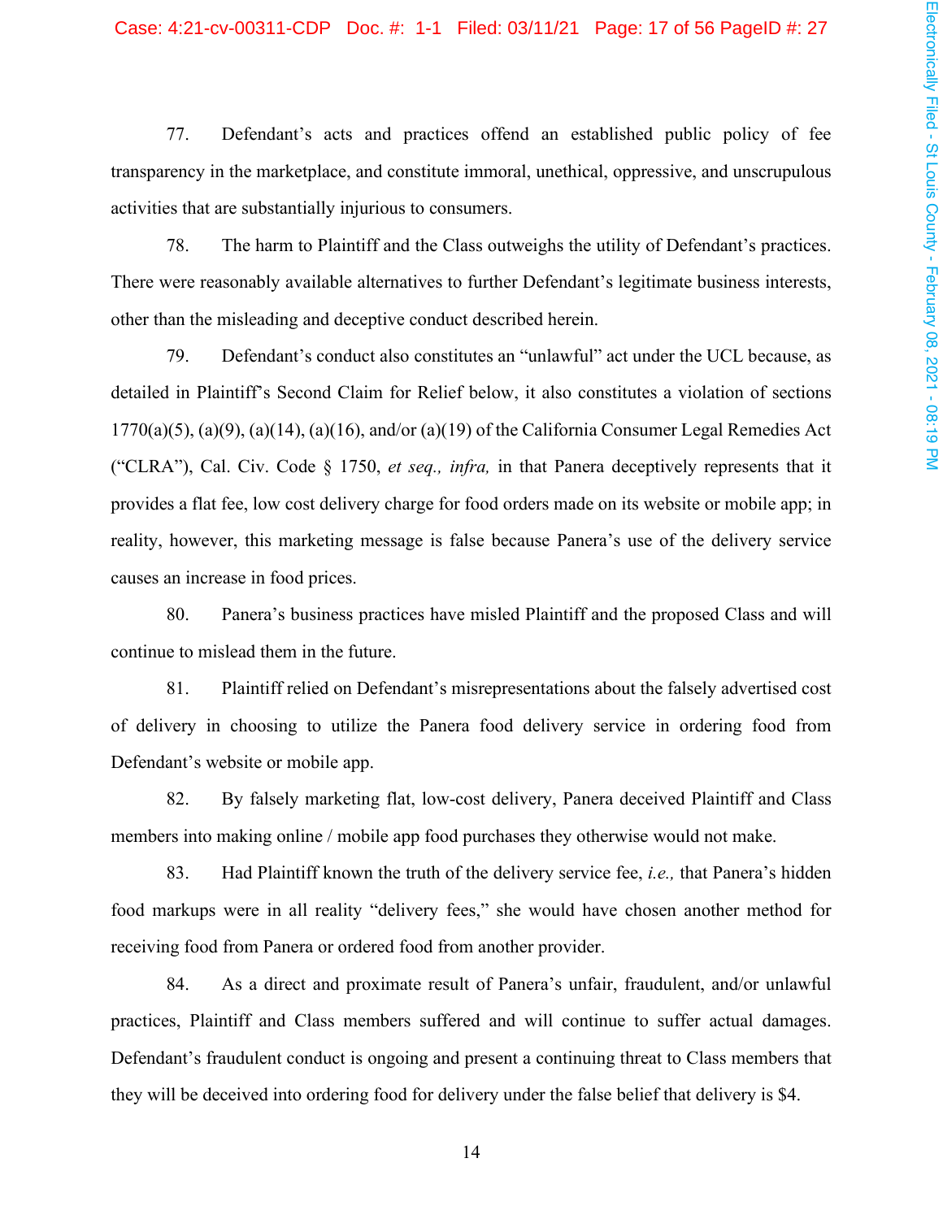77. Defendant's acts and practices offend an established public policy of fee transparency in the marketplace, and constitute immoral, unethical, oppressive, and unscrupulous activities that are substantially injurious to consumers.

78. The harm to Plaintiff and the Class outweighs the utility of Defendant's practices. There were reasonably available alternatives to further Defendant's legitimate business interests, other than the misleading and deceptive conduct described herein.

79. Defendant's conduct also constitutes an "unlawful" act under the UCL because, as detailed in Plaintiff's Second Claim for Relief below, it also constitutes a violation of sections 1770(a)(5), (a)(9), (a)(14), (a)(16), and/or (a)(19) of the California Consumer Legal Remedies Act ("CLRA"), Cal. Civ. Code § 1750, *et seq., infra,* in that Panera deceptively represents that it provides a flat fee, low cost delivery charge for food orders made on its website or mobile app; in reality, however, this marketing message is false because Panera's use of the delivery service causes an increase in food prices.

80. Panera's business practices have misled Plaintiff and the proposed Class and will continue to mislead them in the future.

81. Plaintiff relied on Defendant's misrepresentations about the falsely advertised cost of delivery in choosing to utilize the Panera food delivery service in ordering food from Defendant's website or mobile app.

82. By falsely marketing flat, low-cost delivery, Panera deceived Plaintiff and Class members into making online / mobile app food purchases they otherwise would not make.

83. Had Plaintiff known the truth of the delivery service fee, *i.e.,* that Panera's hidden food markups were in all reality "delivery fees," she would have chosen another method for receiving food from Panera or ordered food from another provider.

84. As a direct and proximate result of Panera's unfair, fraudulent, and/or unlawful practices, Plaintiff and Class members suffered and will continue to suffer actual damages. Defendant's fraudulent conduct is ongoing and present a continuing threat to Class members that they will be deceived into ordering food for delivery under the false belief that delivery is $4.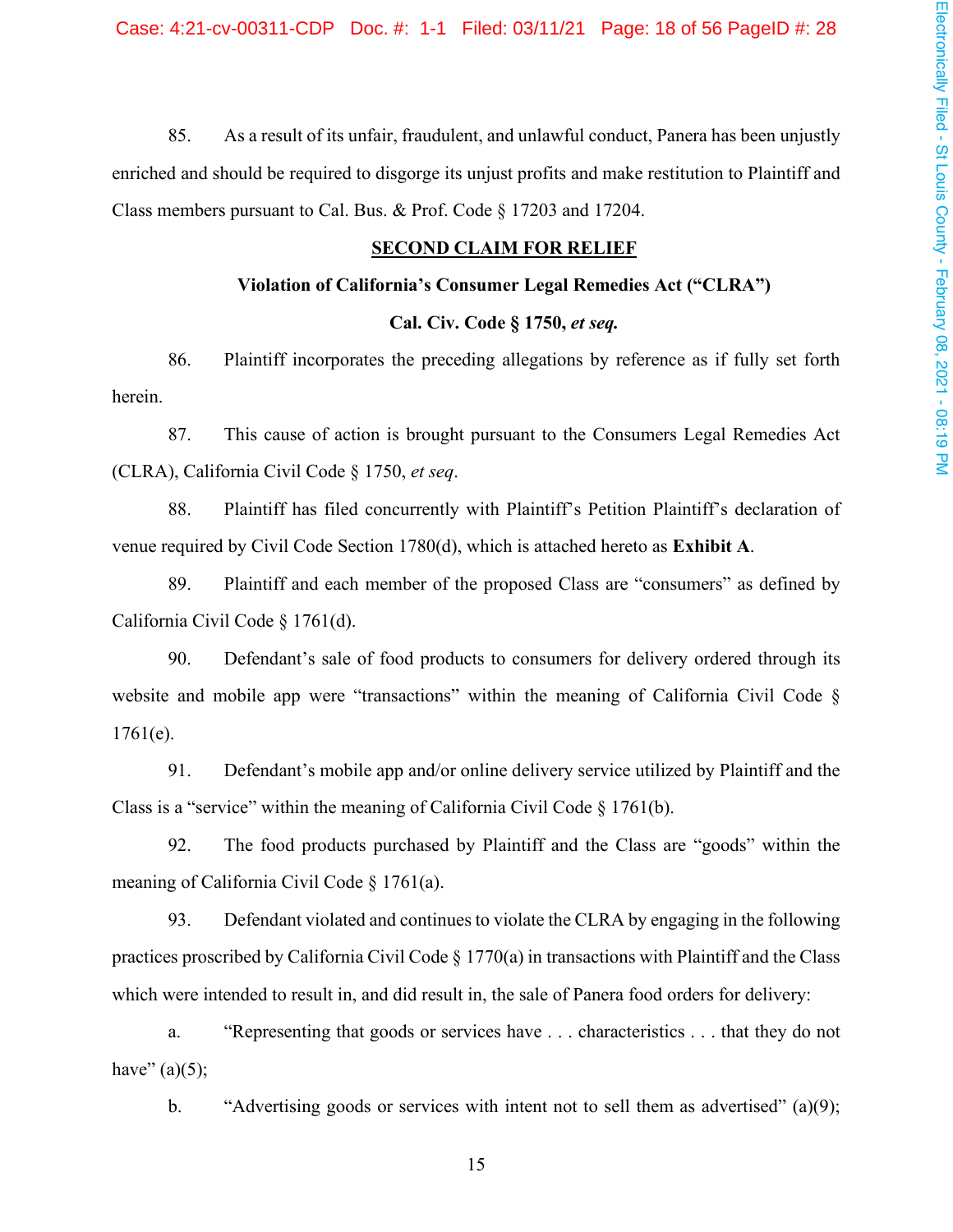85. As a result of its unfair, fraudulent, and unlawful conduct, Panera has been unjustly enriched and should be required to disgorge its unjust profits and make restitution to Plaintiff and Class members pursuant to Cal. Bus. & Prof. Code § 17203 and 17204.

## SECOND CLAIM FOR RELIEF

### Violation of California's Consumer Legal Remedies Act ("CLRA")

### Cal. Civ. Code § 1750, *et seq.*

86. Plaintiff incorporates the preceding allegations by reference as if fully set forth herein.

87. This cause of action is brought pursuant to the Consumers Legal Remedies Act (CLRA), California Civil Code § 1750, *et seq*.

88. Plaintiff has filed concurrently with Plaintiff's Petition Plaintiff's declaration of venue required by Civil Code Section 1780(d), which is attached hereto as **Exhibit A**.

89. Plaintiff and each member of the proposed Class are "consumers" as defined by California Civil Code § 1761(d).

90. Defendant's sale of food products to consumers for delivery ordered through its website and mobile app were "transactions" within the meaning of California Civil Code § 1761(e).

91. Defendant's mobile app and/or online delivery service utilized by Plaintiff and the Class is a "service" within the meaning of California Civil Code § 1761(b).

92. The food products purchased by Plaintiff and the Class are "goods" within the meaning of California Civil Code § 1761(a).

93. Defendant violated and continues to violate the CLRA by engaging in the following practices proscribed by California Civil Code § 1770(a) in transactions with Plaintiff and the Class which were intended to result in, and did result in, the sale of Panera food orders for delivery:

a. "Representing that goods or services have . . . characteristics . . . that they do not have" (a)(5);

b. "Advertising goods or services with intent not to sell them as advertised" (a)(9);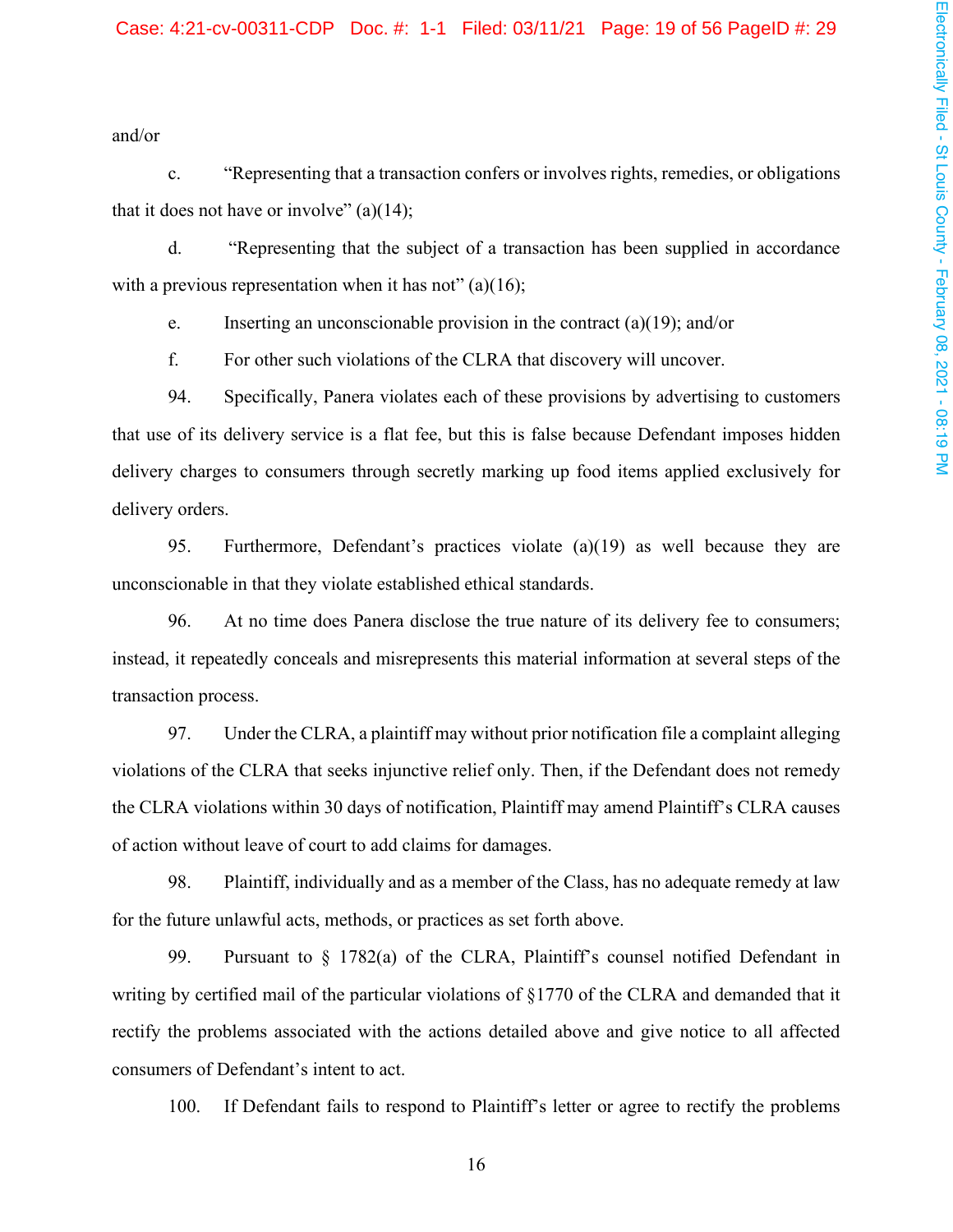and/or

c. “Representing that a transaction confers or involves rights, remedies, or obligations that it does not have or involve” (a)(14);

d. “Representing that the subject of a transaction has been supplied in accordance with a previous representation when it has not” (a)(16);

e. Inserting an unconscionable provision in the contract (a)(19); and/or

f. For other such violations of the CLRA that discovery will uncover.

94. Specifically, Panera violates each of these provisions by advertising to customers that use of its delivery service is a flat fee, but this is false because Defendant imposes hidden delivery charges to consumers through secretly marking up food items applied exclusively for delivery orders.

95. Furthermore, Defendant’s practices violate (a)(19) as well because they are unconscionable in that they violate established ethical standards.

96. At no time does Panera disclose the true nature of its delivery fee to consumers; instead, it repeatedly conceals and misrepresents this material information at several steps of the transaction process.

97. Under the CLRA, a plaintiff may without prior notification file a complaint alleging violations of the CLRA that seeks injunctive relief only. Then, if the Defendant does not remedy the CLRA violations within 30 days of notification, Plaintiff may amend Plaintiff’s CLRA causes of action without leave of court to add claims for damages.

98. Plaintiff, individually and as a member of the Class, has no adequate remedy at law for the future unlawful acts, methods, or practices as set forth above.

99. Pursuant to § 1782(a) of the CLRA, Plaintiff’s counsel notified Defendant in writing by certified mail of the particular violations of §1770 of the CLRA and demanded that it rectify the problems associated with the actions detailed above and give notice to all affected consumers of Defendant’s intent to act.

100. If Defendant fails to respond to Plaintiff’s letter or agree to rectify the problems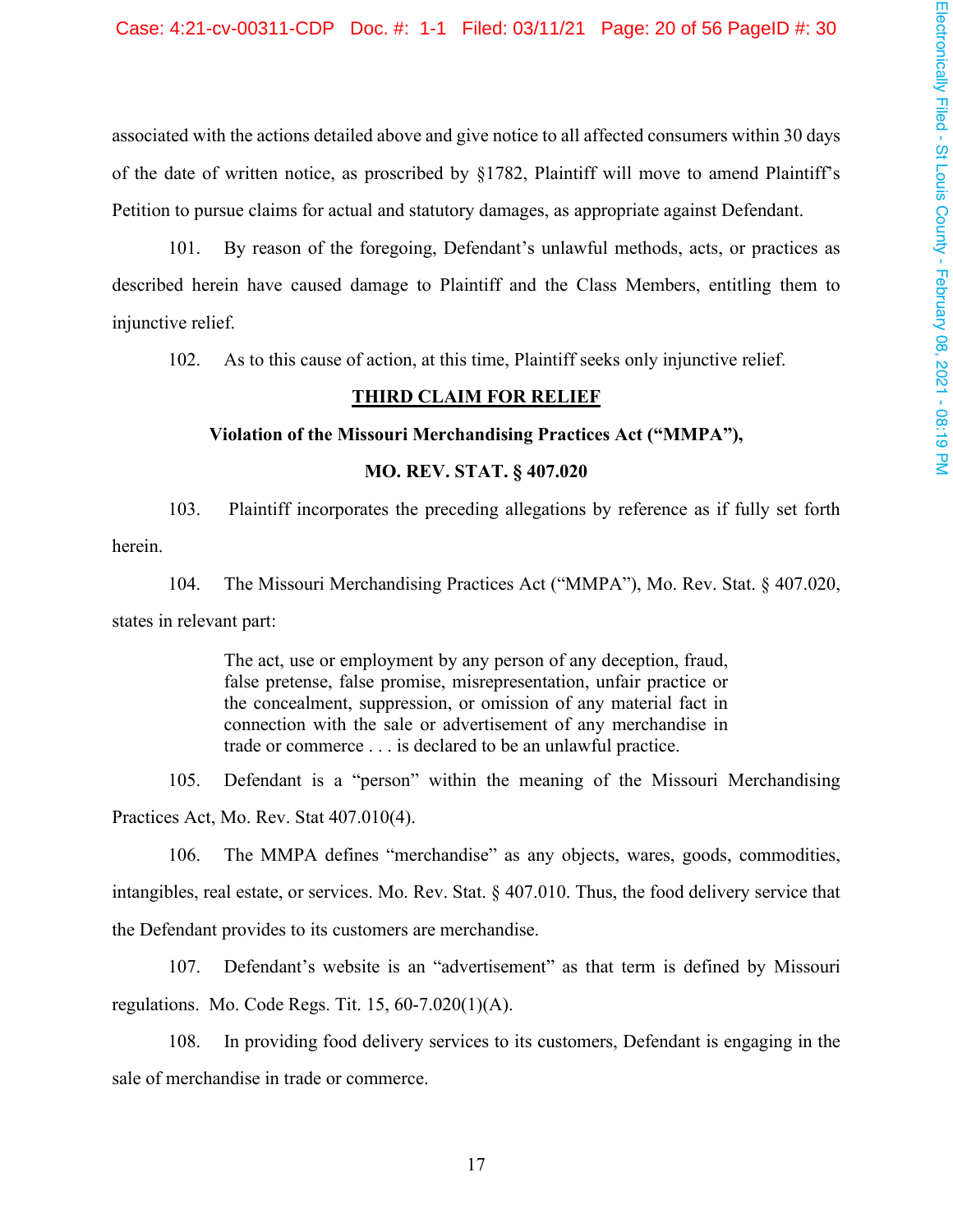associated with the actions detailed above and give notice to all affected consumers within 30 days of the date of written notice, as proscribed by §1782, Plaintiff will move to amend Plaintiff's Petition to pursue claims for actual and statutory damages, as appropriate against Defendant.

101. By reason of the foregoing, Defendant's unlawful methods, acts, or practices as described herein have caused damage to Plaintiff and the Class Members, entitling them to injunctive relief.

102. As to this cause of action, at this time, Plaintiff seeks only injunctive relief.

## THIRD CLAIM FOR RELIEF

### Violation of the Missouri Merchandising Practices Act ("MMPA"),

### MO. REV. STAT. § 407.020

103. Plaintiff incorporates the preceding allegations by reference as if fully set forth herein.

104. The Missouri Merchandising Practices Act ("MMPA"), Mo. Rev. Stat. § 407.020, states in relevant part:

> The act, use or employment by any person of any deception, fraud, false pretense, false promise, misrepresentation, unfair practice or the concealment, suppression, or omission of any material fact in connection with the sale or advertisement of any merchandise in trade or commerce . . . is declared to be an unlawful practice.

105. Defendant is a "person" within the meaning of the Missouri Merchandising Practices Act, Mo. Rev. Stat 407.010(4).

106. The MMPA defines "merchandise" as any objects, wares, goods, commodities, intangibles, real estate, or services. Mo. Rev. Stat. § 407.010. Thus, the food delivery service that the Defendant provides to its customers are merchandise.

107. Defendant's website is an "advertisement" as that term is defined by Missouri regulations. Mo. Code Regs. Tit. 15, 60-7.020(1)(A).

108. In providing food delivery services to its customers, Defendant is engaging in the sale of merchandise in trade or commerce.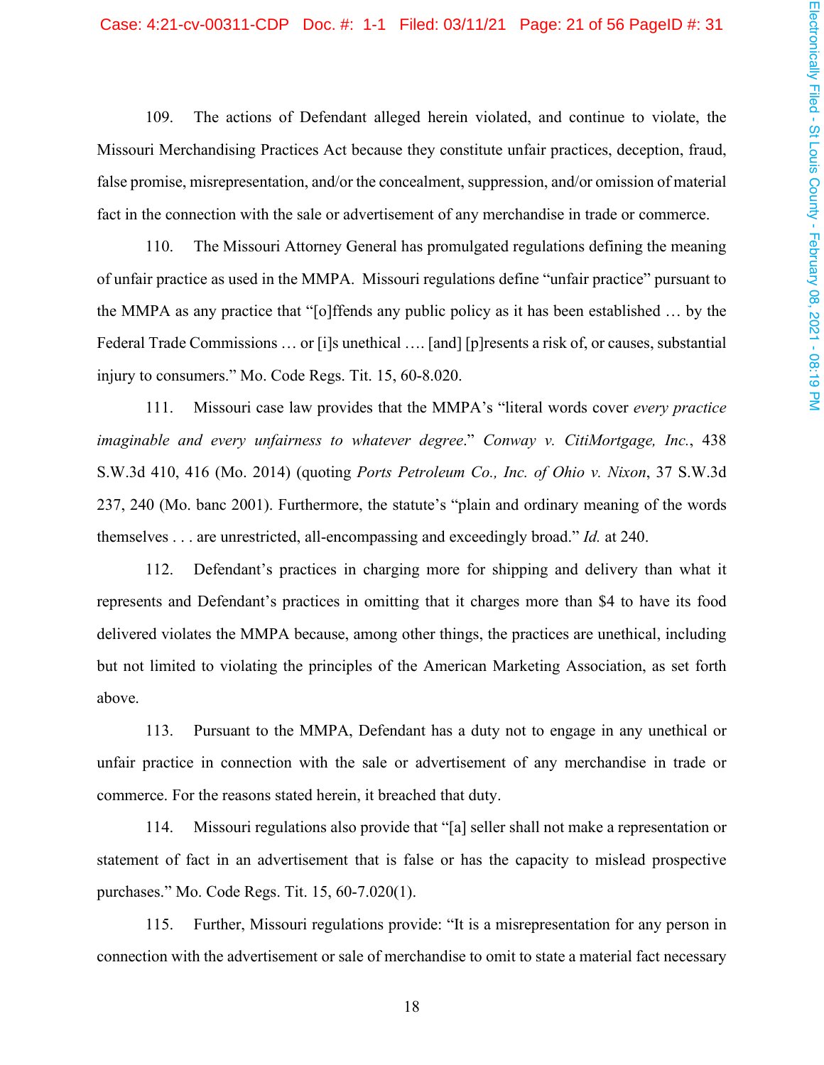109. The actions of Defendant alleged herein violated, and continue to violate, the Missouri Merchandising Practices Act because they constitute unfair practices, deception, fraud, false promise, misrepresentation, and/or the concealment, suppression, and/or omission of material fact in the connection with the sale or advertisement of any merchandise in trade or commerce.

110. The Missouri Attorney General has promulgated regulations defining the meaning of unfair practice as used in the MMPA. Missouri regulations define "unfair practice" pursuant to the MMPA as any practice that "[o]ffends any public policy as it has been established … by the Federal Trade Commissions … or [i]s unethical …. [and] [p]resents a risk of, or causes, substantial injury to consumers." Mo. Code Regs. Tit. 15, 60-8.020.

111. Missouri case law provides that the MMPA's "literal words cover *every practice imaginable and every unfairness to whatever degree*." *Conway v. CitiMortgage, Inc.*, 438 S.W.3d 410, 416 (Mo. 2014) (quoting *Ports Petroleum Co., Inc. of Ohio v. Nixon*, 37 S.W.3d 237, 240 (Mo. banc 2001). Furthermore, the statute's "plain and ordinary meaning of the words themselves . . . are unrestricted, all-encompassing and exceedingly broad." *Id.* at 240.

112. Defendant's practices in charging more for shipping and delivery than what it represents and Defendant's practices in omitting that it charges more than $4 to have its food delivered violates the MMPA because, among other things, the practices are unethical, including but not limited to violating the principles of the American Marketing Association, as set forth above.

113. Pursuant to the MMPA, Defendant has a duty not to engage in any unethical or unfair practice in connection with the sale or advertisement of any merchandise in trade or commerce. For the reasons stated herein, it breached that duty.

114. Missouri regulations also provide that "[a] seller shall not make a representation or statement of fact in an advertisement that is false or has the capacity to mislead prospective purchases." Mo. Code Regs. Tit. 15, 60-7.020(1).

115. Further, Missouri regulations provide: "It is a misrepresentation for any person in connection with the advertisement or sale of merchandise to omit to state a material fact necessary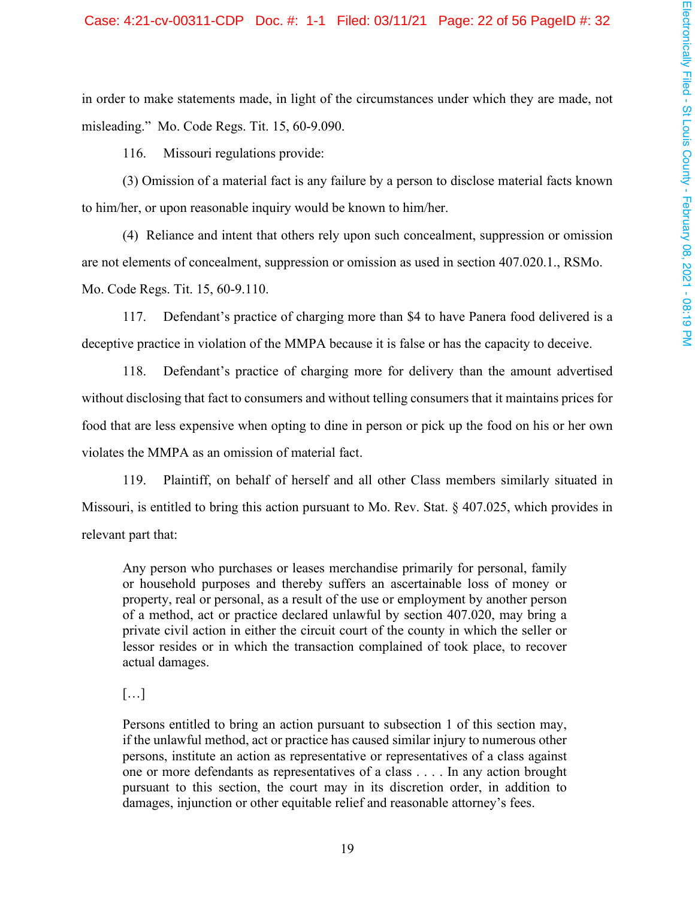in order to make statements made, in light of the circumstances under which they are made, not misleading." Mo. Code Regs. Tit. 15, 60-9.090.

116. Missouri regulations provide:

(3) Omission of a material fact is any failure by a person to disclose material facts known to him/her, or upon reasonable inquiry would be known to him/her.

(4) Reliance and intent that others rely upon such concealment, suppression or omission are not elements of concealment, suppression or omission as used in section 407.020.1., RSMo. Mo. Code Regs. Tit. 15, 60-9.110.

117. Defendant's practice of charging more than $4 to have Panera food delivered is a deceptive practice in violation of the MMPA because it is false or has the capacity to deceive.

118. Defendant's practice of charging more for delivery than the amount advertised without disclosing that fact to consumers and without telling consumers that it maintains prices for food that are less expensive when opting to dine in person or pick up the food on his or her own violates the MMPA as an omission of material fact.

119. Plaintiff, on behalf of herself and all other Class members similarly situated in Missouri, is entitled to bring this action pursuant to Mo. Rev. Stat. § 407.025, which provides in relevant part that:

> Any person who purchases or leases merchandise primarily for personal, family or household purposes and thereby suffers an ascertainable loss of money or property, real or personal, as a result of the use or employment by another person of a method, act or practice declared unlawful by section 407.020, may bring a private civil action in either the circuit court of the county in which the seller or lessor resides or in which the transaction complained of took place, to recover actual damages.
>
> […]
>
> Persons entitled to bring an action pursuant to subsection 1 of this section may, if the unlawful method, act or practice has caused similar injury to numerous other persons, institute an action as representative or representatives of a class against one or more defendants as representatives of a class . . . . In any action brought pursuant to this section, the court may in its discretion order, in addition to damages, injunction or other equitable relief and reasonable attorney's fees.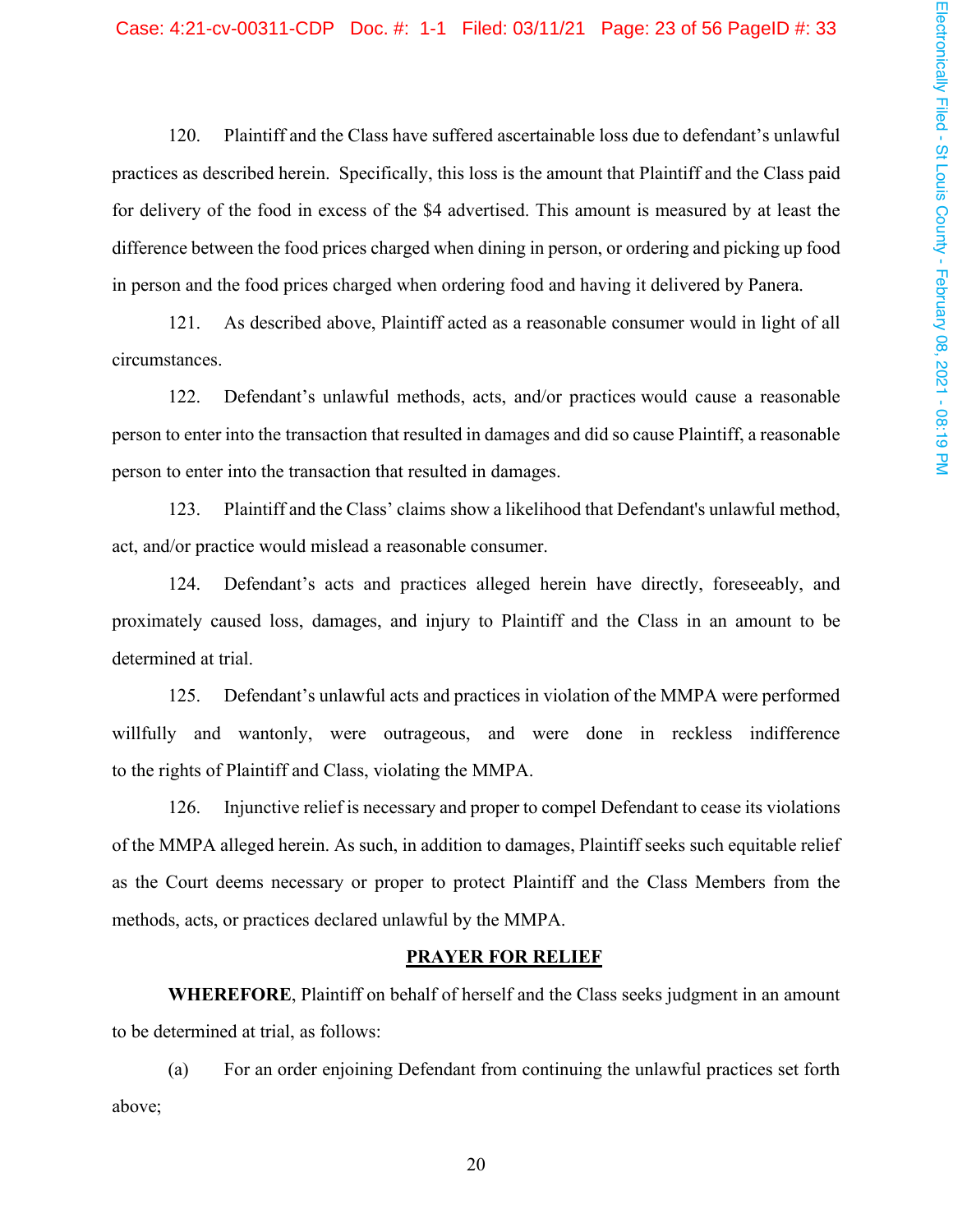120. Plaintiff and the Class have suffered ascertainable loss due to defendant's unlawful practices as described herein. Specifically, this loss is the amount that Plaintiff and the Class paid for delivery of the food in excess of the $4 advertised. This amount is measured by at least the difference between the food prices charged when dining in person, or ordering and picking up food in person and the food prices charged when ordering food and having it delivered by Panera.

121. As described above, Plaintiff acted as a reasonable consumer would in light of all circumstances.

122. Defendant's unlawful methods, acts, and/or practices would cause a reasonable person to enter into the transaction that resulted in damages and did so cause Plaintiff, a reasonable person to enter into the transaction that resulted in damages.

123. Plaintiff and the Class' claims show a likelihood that Defendant's unlawful method, act, and/or practice would mislead a reasonable consumer.

124. Defendant's acts and practices alleged herein have directly, foreseeably, and proximately caused loss, damages, and injury to Plaintiff and the Class in an amount to be determined at trial.

125. Defendant's unlawful acts and practices in violation of the MMPA were performed willfully and wantonly, were outrageous, and were done in reckless indifference to the rights of Plaintiff and Class, violating the MMPA.

126. Injunctive relief is necessary and proper to compel Defendant to cease its violations of the MMPA alleged herein. As such, in addition to damages, Plaintiff seeks such equitable relief as the Court deems necessary or proper to protect Plaintiff and the Class Members from the methods, acts, or practices declared unlawful by the MMPA.

## PRAYER FOR RELIEF

**WHEREFORE**, Plaintiff on behalf of herself and the Class seeks judgment in an amount to be determined at trial, as follows:

(a) For an order enjoining Defendant from continuing the unlawful practices set forth above;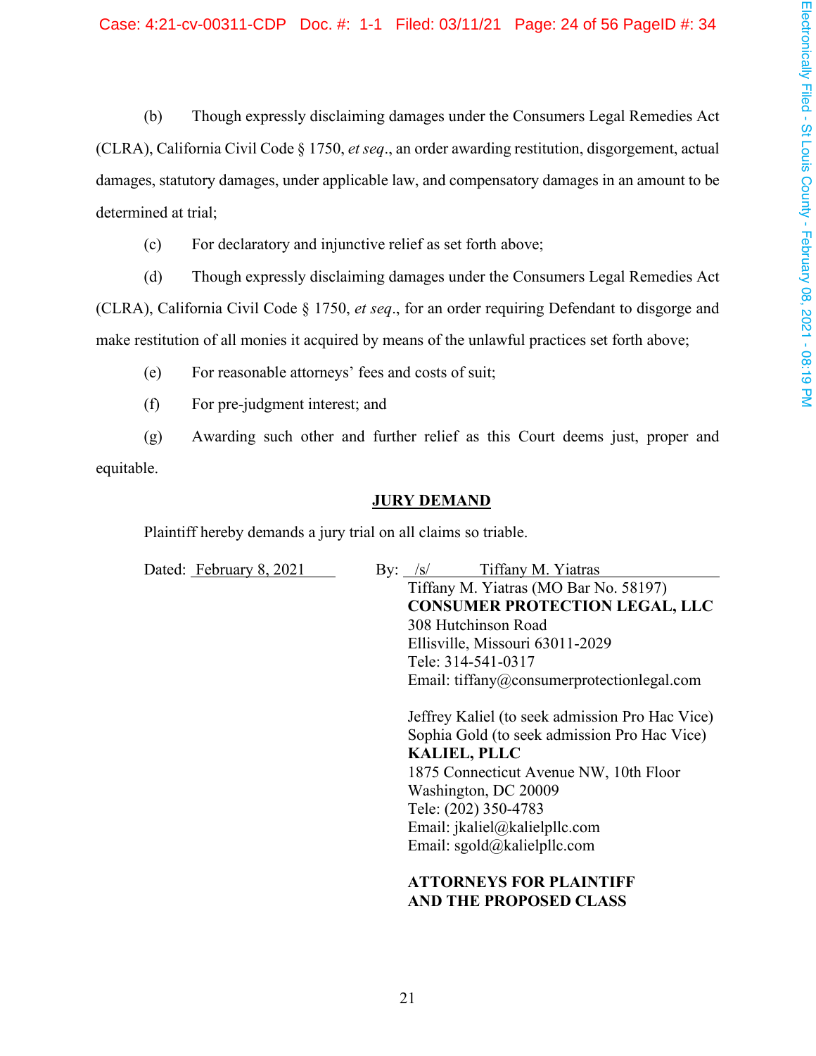(b) Though expressly disclaiming damages under the Consumers Legal Remedies Act (CLRA), California Civil Code § 1750, *et seq*., an order awarding restitution, disgorgement, actual damages, statutory damages, under applicable law, and compensatory damages in an amount to be determined at trial;

(c) For declaratory and injunctive relief as set forth above;

(d) Though expressly disclaiming damages under the Consumers Legal Remedies Act (CLRA), California Civil Code § 1750, *et seq*., for an order requiring Defendant to disgorge and make restitution of all monies it acquired by means of the unlawful practices set forth above;

(e) For reasonable attorneys' fees and costs of suit;

(f) For pre-judgment interest; and

(g) Awarding such other and further relief as this Court deems just, proper and equitable.

## JURY DEMAND

Plaintiff hereby demands a jury trial on all claims so triable.

Dated: February 8, 2021

By: /s/ Tiffany M. Yiatras
Tiffany M. Yiatras (MO Bar No. 58197)
**CONSUMER PROTECTION LEGAL, LLC**
308 Hutchinson Road
Ellisville, Missouri 63011-2029
Tele: 314-541-0317
Email: tiffany@consumerprotectionlegal.com

Jeffrey Kaliel (to seek admission Pro Hac Vice)
Sophia Gold (to seek admission Pro Hac Vice)
**KALIEL, PLLC**
1875 Connecticut Avenue NW, 10th Floor
Washington, DC 20009
Tele: (202) 350-4783
Email: jkaliel@kalielpllc.com
Email: sgold@kalielpllc.com

**ATTORNEYS FOR PLAINTIFF AND THE PROPOSED CLASS**